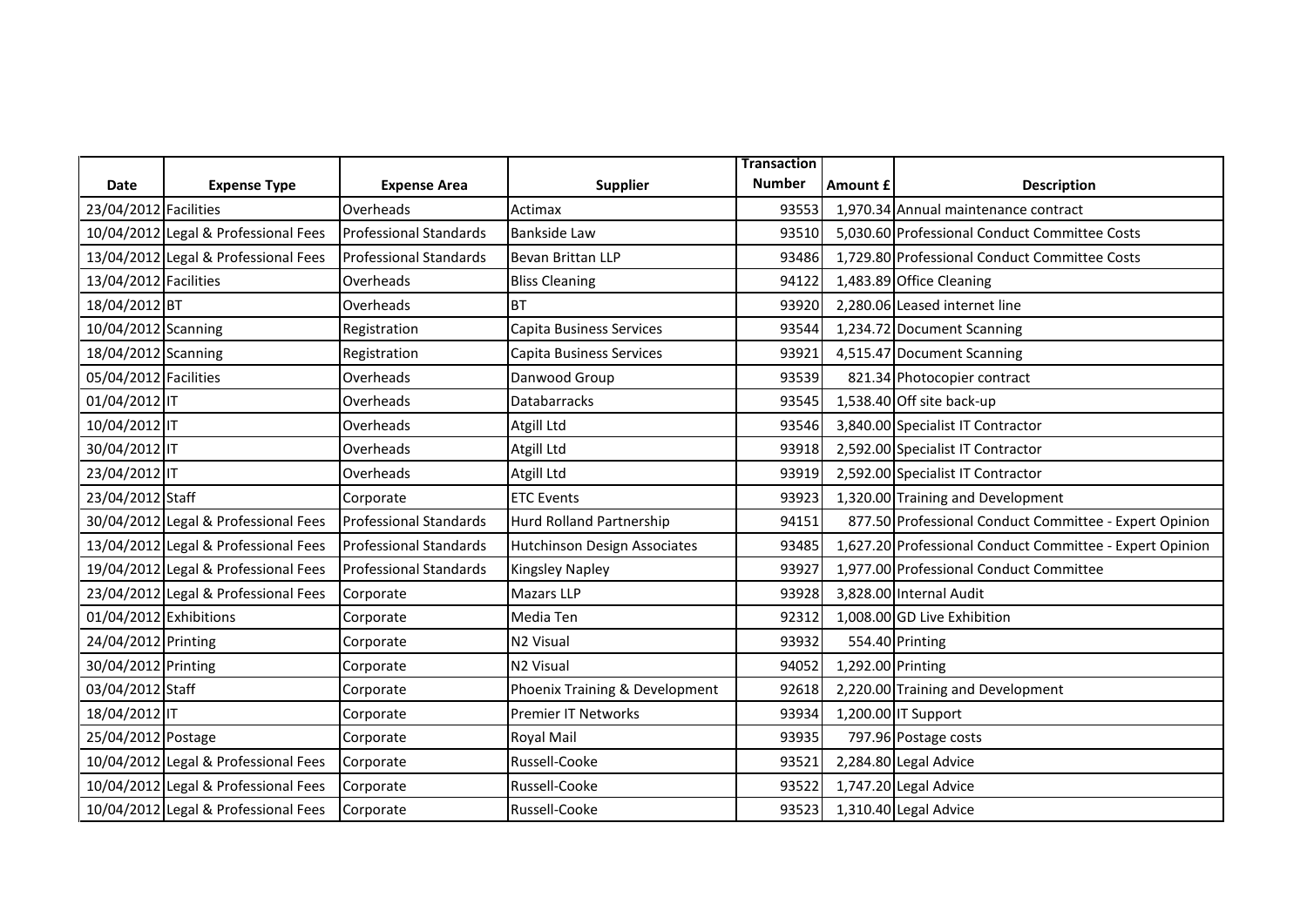| Date | Expense Type | Expense Area | Supplier | Transaction Number | Amount £ | Description |
|---|---|---|---|---|---|---|
| 23/04/2012 | Facilities | Overheads | Actimax | 93553 | 1,970.34 | Annual maintenance contract |
| 10/04/2012 | Legal & Professional Fees | Professional Standards | Bankside Law | 93510 | 5,030.60 | Professional Conduct Committee Costs |
| 13/04/2012 | Legal & Professional Fees | Professional Standards | Bevan Brittan LLP | 93486 | 1,729.80 | Professional Conduct Committee Costs |
| 13/04/2012 | Facilities | Overheads | Bliss Cleaning | 94122 | 1,483.89 | Office Cleaning |
| 18/04/2012 | BT | Overheads | BT | 93920 | 2,280.06 | Leased internet line |
| 10/04/2012 | Scanning | Registration | Capita Business Services | 93544 | 1,234.72 | Document Scanning |
| 18/04/2012 | Scanning | Registration | Capita Business Services | 93921 | 4,515.47 | Document Scanning |
| 05/04/2012 | Facilities | Overheads | Danwood Group | 93539 | 821.34 | Photocopier contract |
| 01/04/2012 | IT | Overheads | Databarracks | 93545 | 1,538.40 | Off site back-up |
| 10/04/2012 | IT | Overheads | Atgill Ltd | 93546 | 3,840.00 | Specialist IT Contractor |
| 30/04/2012 | IT | Overheads | Atgill Ltd | 93918 | 2,592.00 | Specialist IT Contractor |
| 23/04/2012 | IT | Overheads | Atgill Ltd | 93919 | 2,592.00 | Specialist IT Contractor |
| 23/04/2012 | Staff | Corporate | ETC Events | 93923 | 1,320.00 | Training and Development |
| 30/04/2012 | Legal & Professional Fees | Professional Standards | Hurd Rolland Partnership | 94151 | 877.50 | Professional Conduct Committee - Expert Opinion |
| 13/04/2012 | Legal & Professional Fees | Professional Standards | Hutchinson Design Associates | 93485 | 1,627.20 | Professional Conduct Committee - Expert Opinion |
| 19/04/2012 | Legal & Professional Fees | Professional Standards | Kingsley Napley | 93927 | 1,977.00 | Professional Conduct Committee |
| 23/04/2012 | Legal & Professional Fees | Corporate | Mazars LLP | 93928 | 3,828.00 | Internal Audit |
| 01/04/2012 | Exhibitions | Corporate | Media Ten | 92312 | 1,008.00 | GD Live Exhibition |
| 24/04/2012 | Printing | Corporate | N2 Visual | 93932 | 554.40 | Printing |
| 30/04/2012 | Printing | Corporate | N2 Visual | 94052 | 1,292.00 | Printing |
| 03/04/2012 | Staff | Corporate | Phoenix Training & Development | 92618 | 2,220.00 | Training and Development |
| 18/04/2012 | IT | Corporate | Premier IT Networks | 93934 | 1,200.00 | IT Support |
| 25/04/2012 | Postage | Corporate | Royal Mail | 93935 | 797.96 | Postage costs |
| 10/04/2012 | Legal & Professional Fees | Corporate | Russell-Cooke | 93521 | 2,284.80 | Legal Advice |
| 10/04/2012 | Legal & Professional Fees | Corporate | Russell-Cooke | 93522 | 1,747.20 | Legal Advice |
| 10/04/2012 | Legal & Professional Fees | Corporate | Russell-Cooke | 93523 | 1,310.40 | Legal Advice |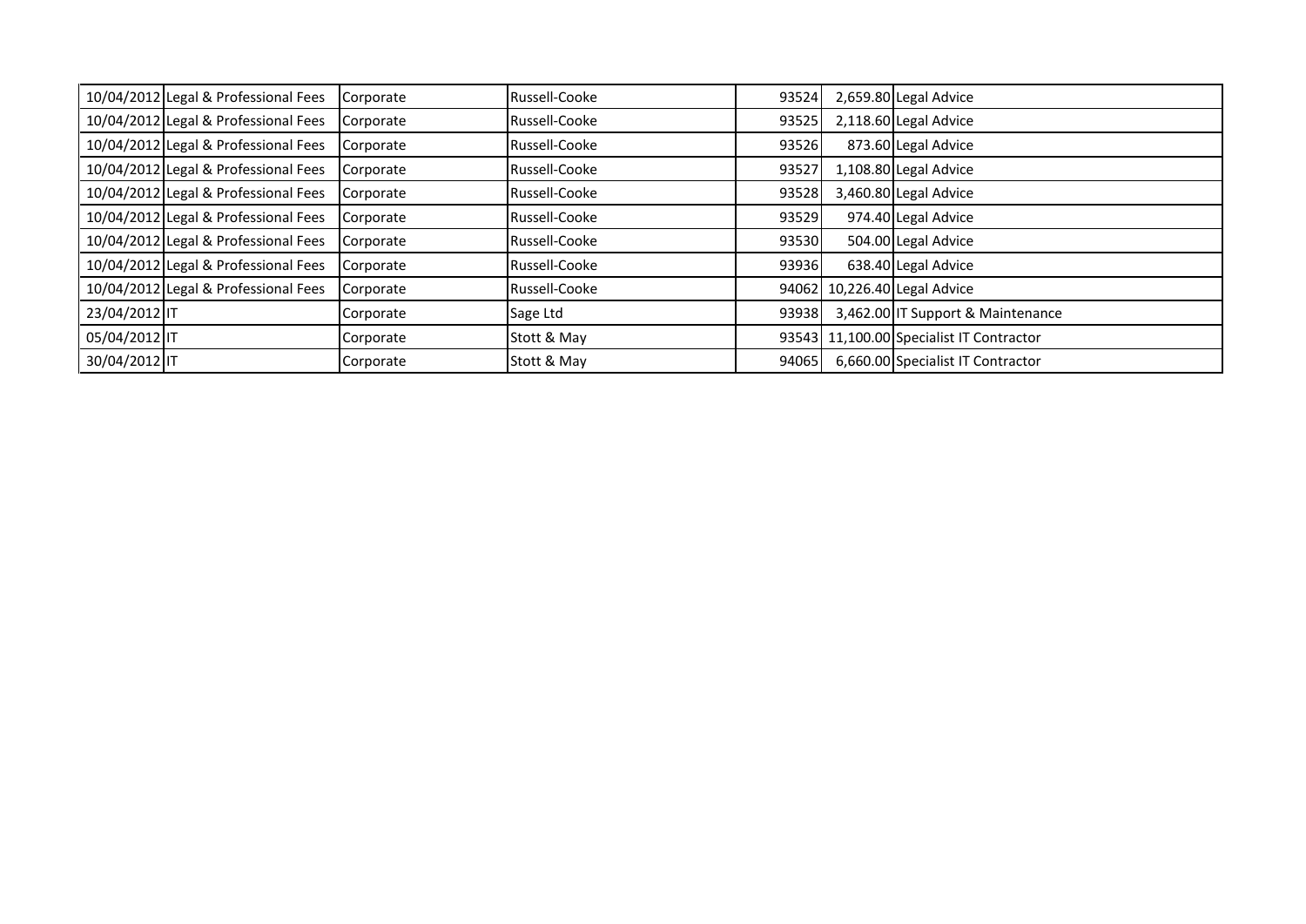| | | | | | | |
|---|---|---|---|---|---|---|
| 10/04/2012 | Legal & Professional Fees | Corporate | Russell-Cooke | 93524 | 2,659.80 | Legal Advice |
| 10/04/2012 | Legal & Professional Fees | Corporate | Russell-Cooke | 93525 | 2,118.60 | Legal Advice |
| 10/04/2012 | Legal & Professional Fees | Corporate | Russell-Cooke | 93526 | 873.60 | Legal Advice |
| 10/04/2012 | Legal & Professional Fees | Corporate | Russell-Cooke | 93527 | 1,108.80 | Legal Advice |
| 10/04/2012 | Legal & Professional Fees | Corporate | Russell-Cooke | 93528 | 3,460.80 | Legal Advice |
| 10/04/2012 | Legal & Professional Fees | Corporate | Russell-Cooke | 93529 | 974.40 | Legal Advice |
| 10/04/2012 | Legal & Professional Fees | Corporate | Russell-Cooke | 93530 | 504.00 | Legal Advice |
| 10/04/2012 | Legal & Professional Fees | Corporate | Russell-Cooke | 93936 | 638.40 | Legal Advice |
| 10/04/2012 | Legal & Professional Fees | Corporate | Russell-Cooke | 94062 | 10,226.40 | Legal Advice |
| 23/04/2012 | IT | Corporate | Sage Ltd | 93938 | 3,462.00 | IT Support & Maintenance |
| 05/04/2012 | IT | Corporate | Stott & May | 93543 | 11,100.00 | Specialist IT Contractor |
| 30/04/2012 | IT | Corporate | Stott & May | 94065 | 6,660.00 | Specialist IT Contractor |